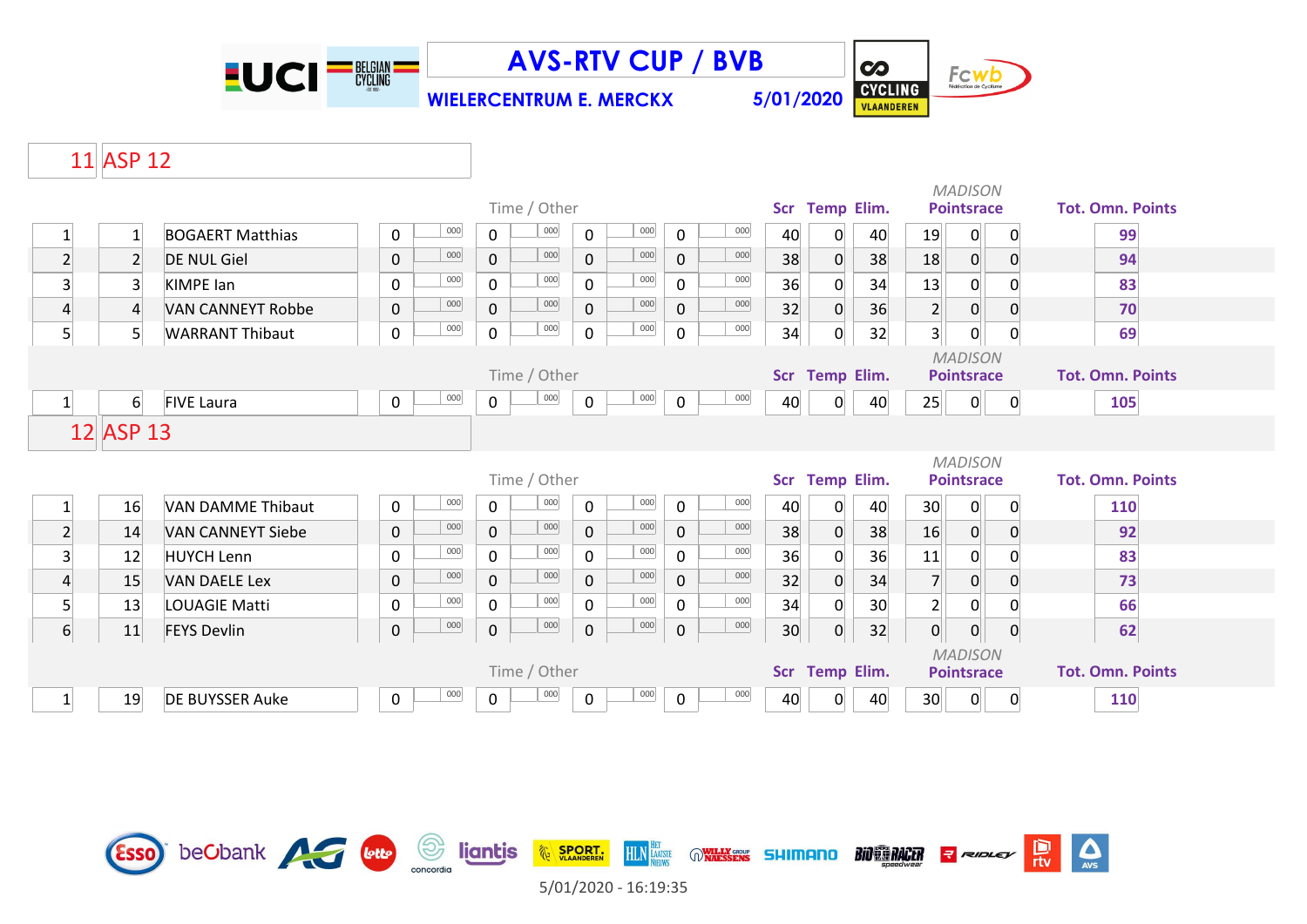# AVS-RTV CUP / BVB

**WIELERCENTRUM E. MERCKX** 5/01/2020

## 11 ASP 12

| | | | Time / Other | | | | | | | | Scr | Temp | Elim. | MADISON Pointsrace | | | Tot. Omn. Points |
|---|---|---|---|---|---|---|---|---|---|---|---|---|---|---|---|---|---|
| 1 | 1 | BOGAERT Matthias | 0 | 000 | 0 | 000 | 0 | 000 | 0 | 000 | 40 | 0 | 40 | 19 | 0 | 0 | 99 |
| 2 | 2 | DE NUL Giel | 0 | 000 | 0 | 000 | 0 | 000 | 0 | 000 | 38 | 0 | 38 | 18 | 0 | 0 | 94 |
| 3 | 3 | KIMPE Ian | 0 | 000 | 0 | 000 | 0 | 000 | 0 | 000 | 36 | 0 | 34 | 13 | 0 | 0 | 83 |
| 4 | 4 | VAN CANNEYT Robbe | 0 | 000 | 0 | 000 | 0 | 000 | 0 | 000 | 32 | 0 | 36 | 2 | 0 | 0 | 70 |
| 5 | 5 | WARRANT Thibaut | 0 | 000 | 0 | 000 | 0 | 000 | 0 | 000 | 34 | 0 | 32 | 3 | 0 | 0 | 69 |

| | | | Time / Other | | | | | | | | Scr | Temp | Elim. | MADISON Pointsrace | | | Tot. Omn. Points |
|---|---|---|---|---|---|---|---|---|---|---|---|---|---|---|---|---|---|
| 1 | 6 | FIVE Laura | 0 | 000 | 0 | 000 | 0 | 000 | 0 | 000 | 40 | 0 | 40 | 25 | 0 | 0 | 105 |

## 12 ASP 13

| | | | Time / Other | | | | | | | | Scr | Temp | Elim. | MADISON Pointsrace | | | Tot. Omn. Points |
|---|---|---|---|---|---|---|---|---|---|---|---|---|---|---|---|---|---|
| 1 | 16 | VAN DAMME Thibaut | 0 | 000 | 0 | 000 | 0 | 000 | 0 | 000 | 40 | 0 | 40 | 30 | 0 | 0 | 110 |
| 2 | 14 | VAN CANNEYT Siebe | 0 | 000 | 0 | 000 | 0 | 000 | 0 | 000 | 38 | 0 | 38 | 16 | 0 | 0 | 92 |
| 3 | 12 | HUYCH Lenn | 0 | 000 | 0 | 000 | 0 | 000 | 0 | 000 | 36 | 0 | 36 | 11 | 0 | 0 | 83 |
| 4 | 15 | VAN DAELE Lex | 0 | 000 | 0 | 000 | 0 | 000 | 0 | 000 | 32 | 0 | 34 | 7 | 0 | 0 | 73 |
| 5 | 13 | LOUAGIE Matti | 0 | 000 | 0 | 000 | 0 | 000 | 0 | 000 | 34 | 0 | 30 | 2 | 0 | 0 | 66 |
| 6 | 11 | FEYS Devlin | 0 | 000 | 0 | 000 | 0 | 000 | 0 | 000 | 30 | 0 | 32 | 0 | 0 | 0 | 62 |

| | | | Time / Other | | | | | | | | Scr | Temp | Elim. | MADISON Pointsrace | | | Tot. Omn. Points |
|---|---|---|---|---|---|---|---|---|---|---|---|---|---|---|---|---|---|
| 1 | 19 | DE BUYSSER Auke | 0 | 000 | 0 | 000 | 0 | 000 | 0 | 000 | 40 | 0 | 40 | 30 | 0 | 0 | 110 |

5/01/2020 - 16:19:35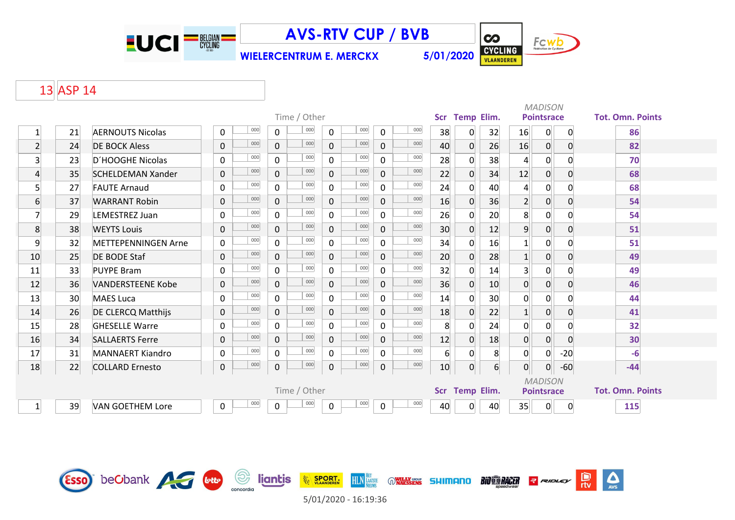# AVS-RTV CUP / BVB

**WIELERCENTRUM E. MERCKX** **5/01/2020**

## 13 ASP 14

| | | | Time / Other | | | | | | | | Scr | Temp | Elim. | MADISON Pointsrace | | | Tot. Omn. Points |
|---|---|---|---|---|---|---|---|---|---|---|---|---|---|---|---|---|---|
| 1 | 21 | AERNOUTS Nicolas | 0 | 000 | 0 | 000 | 0 | 000 | 0 | 000 | 38 | 0 | 32 | 16 | 0 | 0 | 86 |
| 2 | 24 | DE BOCK Aless | 0 | 000 | 0 | 000 | 0 | 000 | 0 | 000 | 40 | 0 | 26 | 16 | 0 | 0 | 82 |
| 3 | 23 | D´HOOGHE Nicolas | 0 | 000 | 0 | 000 | 0 | 000 | 0 | 000 | 28 | 0 | 38 | 4 | 0 | 0 | 70 |
| 4 | 35 | SCHELDEMAN Xander | 0 | 000 | 0 | 000 | 0 | 000 | 0 | 000 | 22 | 0 | 34 | 12 | 0 | 0 | 68 |
| 5 | 27 | FAUTE Arnaud | 0 | 000 | 0 | 000 | 0 | 000 | 0 | 000 | 24 | 0 | 40 | 4 | 0 | 0 | 68 |
| 6 | 37 | WARRANT Robin | 0 | 000 | 0 | 000 | 0 | 000 | 0 | 000 | 16 | 0 | 36 | 2 | 0 | 0 | 54 |
| 7 | 29 | LEMESTREZ Juan | 0 | 000 | 0 | 000 | 0 | 000 | 0 | 000 | 26 | 0 | 20 | 8 | 0 | 0 | 54 |
| 8 | 38 | WEYTS Louis | 0 | 000 | 0 | 000 | 0 | 000 | 0 | 000 | 30 | 0 | 12 | 9 | 0 | 0 | 51 |
| 9 | 32 | METTEPENNINGEN Arne | 0 | 000 | 0 | 000 | 0 | 000 | 0 | 000 | 34 | 0 | 16 | 1 | 0 | 0 | 51 |
| 10 | 25 | DE BODE Staf | 0 | 000 | 0 | 000 | 0 | 000 | 0 | 000 | 20 | 0 | 28 | 1 | 0 | 0 | 49 |
| 11 | 33 | PUYPE Bram | 0 | 000 | 0 | 000 | 0 | 000 | 0 | 000 | 32 | 0 | 14 | 3 | 0 | 0 | 49 |
| 12 | 36 | VANDERSTEENE Kobe | 0 | 000 | 0 | 000 | 0 | 000 | 0 | 000 | 36 | 0 | 10 | 0 | 0 | 0 | 46 |
| 13 | 30 | MAES Luca | 0 | 000 | 0 | 000 | 0 | 000 | 0 | 000 | 14 | 0 | 30 | 0 | 0 | 0 | 44 |
| 14 | 26 | DE CLERCQ Matthijs | 0 | 000 | 0 | 000 | 0 | 000 | 0 | 000 | 18 | 0 | 22 | 1 | 0 | 0 | 41 |
| 15 | 28 | GHESELLE Warre | 0 | 000 | 0 | 000 | 0 | 000 | 0 | 000 | 8 | 0 | 24 | 0 | 0 | 0 | 32 |
| 16 | 34 | SALLAERTS Ferre | 0 | 000 | 0 | 000 | 0 | 000 | 0 | 000 | 12 | 0 | 18 | 0 | 0 | 0 | 30 |
| 17 | 31 | MANNAERT Kiandro | 0 | 000 | 0 | 000 | 0 | 000 | 0 | 000 | 6 | 0 | 8 | 0 | 0 | -20 | -6 |
| 18 | 22 | COLLARD Ernesto | 0 | 000 | 0 | 000 | 0 | 000 | 0 | 000 | 10 | 0 | 6 | 0 | 0 | -60 | -44 |

| | | | Time / Other | | | | | | | | Scr | Temp | Elim. | MADISON Pointsrace | | | Tot. Omn. Points |
|---|---|---|---|---|---|---|---|---|---|---|---|---|---|---|---|---|---|
| 1 | 39 | VAN GOETHEM Lore | 0 | 000 | 0 | 000 | 0 | 000 | 0 | 000 | 40 | 0 | 40 | 35 | 0 | 0 | 115 |

5/01/2020 - 16:19:36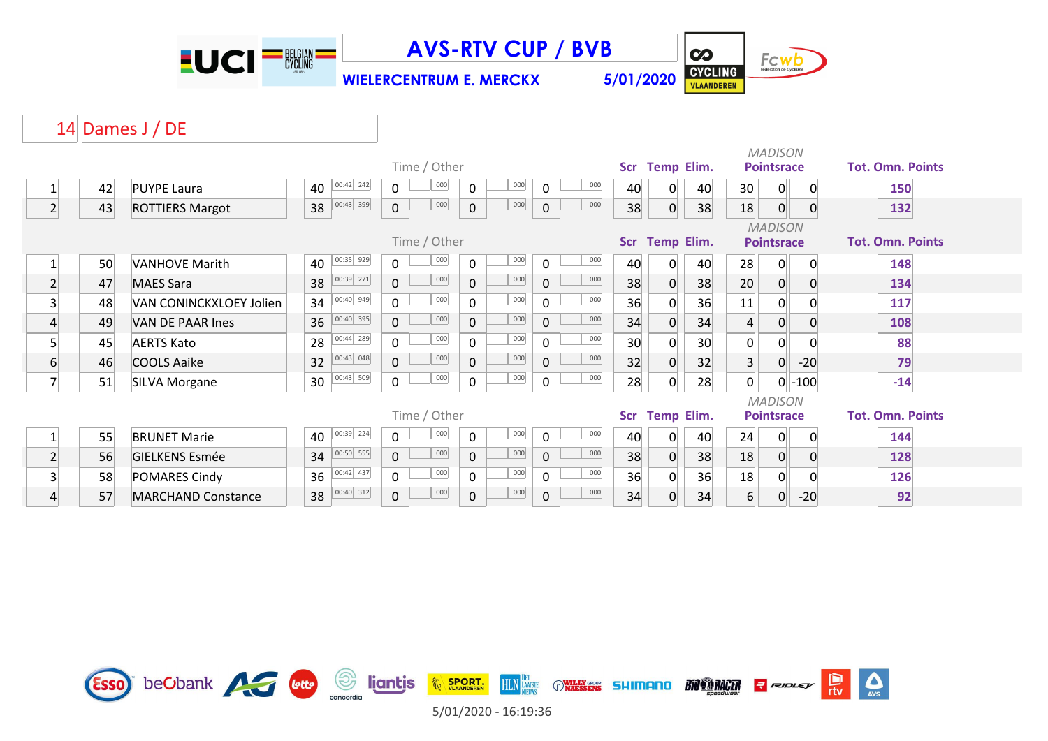# AVS-RTV CUP / BVB

**WIELERCENTRUM E. MERCKX** **5/01/2020**

## 14 Dames J / DE

| | | | Time / Other | | | | | | | | Scr | Temp | Elim. | MADISON Pointsrace | | | Tot. Omn. Points |
|---|---|---|---|---|---|---|---|---|---|---|---|---|---|---|---|---|---|
| 1 | 42 | PUYPE Laura | 40 | 00:42 242 | 0 | 000 | 0 | 000 | 0 | 000 | 40 | 0 | 40 | 30 | 0 | 0 | 150 |
| 2 | 43 | ROTTIERS Margot | 38 | 00:43 399 | 0 | 000 | 0 | 000 | 0 | 000 | 38 | 0 | 38 | 18 | 0 | 0 | 132 |

| | | | Time / Other | | | | | | | | Scr | Temp | Elim. | MADISON Pointsrace | | | Tot. Omn. Points |
|---|---|---|---|---|---|---|---|---|---|---|---|---|---|---|---|---|---|
| 1 | 50 | VANHOVE Marith | 40 | 00:35 929 | 0 | 000 | 0 | 000 | 0 | 000 | 40 | 0 | 40 | 28 | 0 | 0 | 148 |
| 2 | 47 | MAES Sara | 38 | 00:39 271 | 0 | 000 | 0 | 000 | 0 | 000 | 38 | 0 | 38 | 20 | 0 | 0 | 134 |
| 3 | 48 | VAN CONINCKXLOEY Jolien | 34 | 00:40 949 | 0 | 000 | 0 | 000 | 0 | 000 | 36 | 0 | 36 | 11 | 0 | 0 | 117 |
| 4 | 49 | VAN DE PAAR Ines | 36 | 00:40 395 | 0 | 000 | 0 | 000 | 0 | 000 | 34 | 0 | 34 | 4 | 0 | 0 | 108 |
| 5 | 45 | AERTS Kato | 28 | 00:44 289 | 0 | 000 | 0 | 000 | 0 | 000 | 30 | 0 | 30 | 0 | 0 | 0 | 88 |
| 6 | 46 | COOLS Aaike | 32 | 00:43 048 | 0 | 000 | 0 | 000 | 0 | 000 | 32 | 0 | 32 | 3 | 0 | -20 | 79 |
| 7 | 51 | SILVA Morgane | 30 | 00:43 509 | 0 | 000 | 0 | 000 | 0 | 000 | 28 | 0 | 28 | 0 | 0 | -100 | -14 |

| | | | Time / Other | | | | | | | | Scr | Temp | Elim. | MADISON Pointsrace | | | Tot. Omn. Points |
|---|---|---|---|---|---|---|---|---|---|---|---|---|---|---|---|---|---|
| 1 | 55 | BRUNET Marie | 40 | 00:39 224 | 0 | 000 | 0 | 000 | 0 | 000 | 40 | 0 | 40 | 24 | 0 | 0 | 144 |
| 2 | 56 | GIELKENS Esmée | 34 | 00:50 555 | 0 | 000 | 0 | 000 | 0 | 000 | 38 | 0 | 38 | 18 | 0 | 0 | 128 |
| 3 | 58 | POMARES Cindy | 36 | 00:42 437 | 0 | 000 | 0 | 000 | 0 | 000 | 36 | 0 | 36 | 18 | 0 | 0 | 126 |
| 4 | 57 | MARCHAND Constance | 38 | 00:40 312 | 0 | 000 | 0 | 000 | 0 | 000 | 34 | 0 | 34 | 6 | 0 | -20 | 92 |

5/01/2020 - 16:19:36